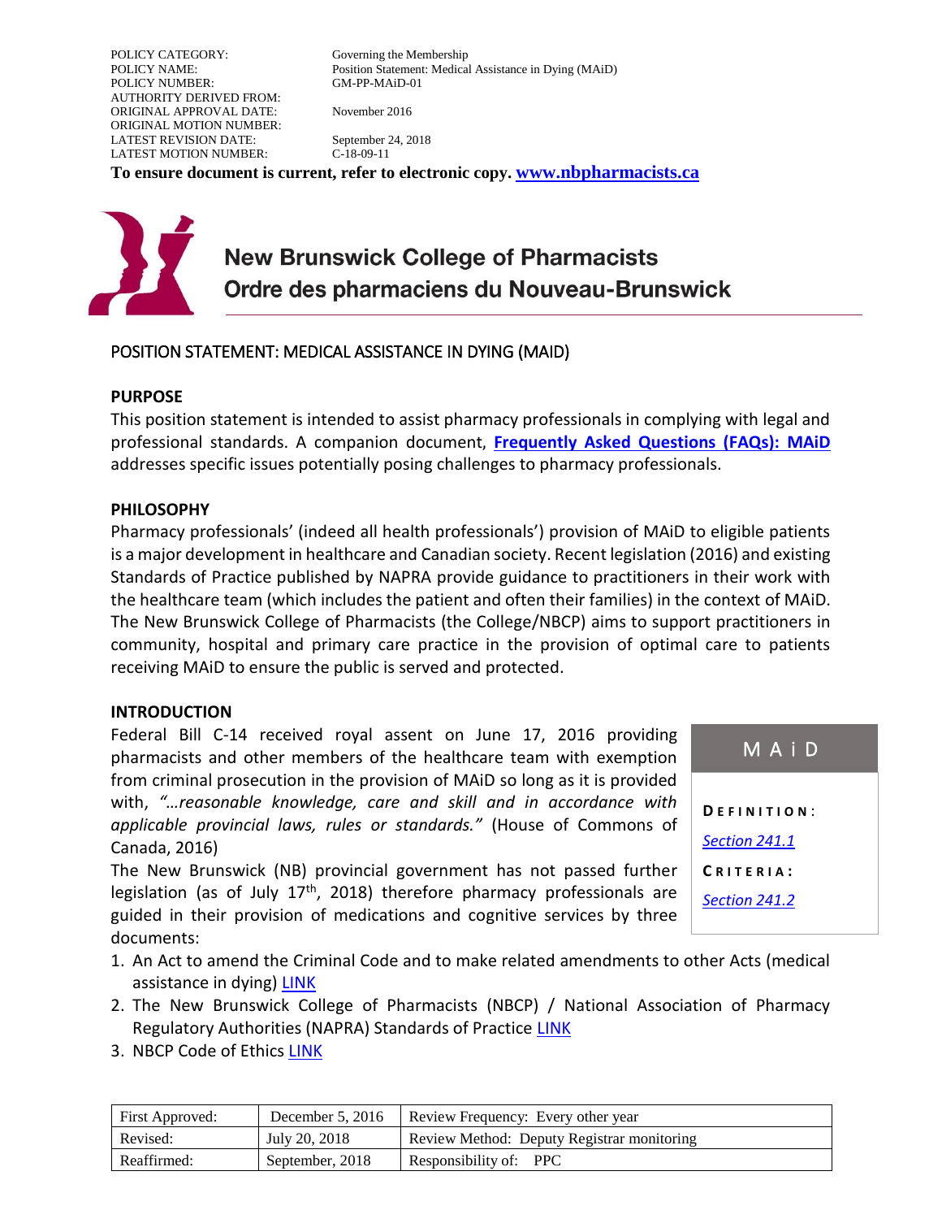POLICY CATEGORY: Governing the Membership
POLICY NAME: Position Statement: Medical Assistance in Dying (MAiD)
POLICY NUMBER: GM-PP-MAiD-01
AUTHORITY DERIVED FROM:
ORIGINAL APPROVAL DATE: November 2016
ORIGINAL MOTION NUMBER:
LATEST REVISION DATE: September 24, 2018
LATEST MOTION NUMBER: C-18-09-11

**To ensure document is current, refer to electronic copy. [www.nbpharmacists.ca](www.nbpharmacists.ca)**

**New Brunswick College of Pharmacists**
**Ordre des pharmaciens du Nouveau-Brunswick**

# POSITION STATEMENT: MEDICAL ASSISTANCE IN DYING (MAID)

## PURPOSE

This position statement is intended to assist pharmacy professionals in complying with legal and professional standards. A companion document, **[Frequently Asked Questions (FAQs): MAiD](#)** addresses specific issues potentially posing challenges to pharmacy professionals.

## PHILOSOPHY

Pharmacy professionals' (indeed all health professionals') provision of MAiD to eligible patients is a major development in healthcare and Canadian society. Recent legislation (2016) and existing Standards of Practice published by NAPRA provide guidance to practitioners in their work with the healthcare team (which includes the patient and often their families) in the context of MAiD. The New Brunswick College of Pharmacists (the College/NBCP) aims to support practitioners in community, hospital and primary care practice in the provision of optimal care to patients receiving MAiD to ensure the public is served and protected.

## INTRODUCTION

Federal Bill C-14 received royal assent on June 17, 2016 providing pharmacists and other members of the healthcare team with exemption from criminal prosecution in the provision of MAiD so long as it is provided with, *"…reasonable knowledge, care and skill and in accordance with applicable provincial laws, rules or standards."* (House of Commons of Canada, 2016)

The New Brunswick (NB) provincial government has not passed further legislation (as of July 17th, 2018) therefore pharmacy professionals are guided in their provision of medications and cognitive services by three documents:

1. An Act to amend the Criminal Code and to make related amendments to other Acts (medical assistance in dying) [LINK](#)
2. The New Brunswick College of Pharmacists (NBCP) / National Association of Pharmacy Regulatory Authorities (NAPRA) Standards of Practice [LINK](#)
3. NBCP Code of Ethics [LINK](#)

> **MAiD**
>
> **DEFINITION:**
> *[Section 241.1](#)*
>
> **CRITERIA:**
> *[Section 241.2](#)*

| First Approved: | December 5, 2016 | Review Frequency: Every other year |
|---|---|---|
| Revised: | July 20, 2018 | Review Method: Deputy Registrar monitoring |
| Reaffirmed: | September, 2018 | Responsibility of: PPC |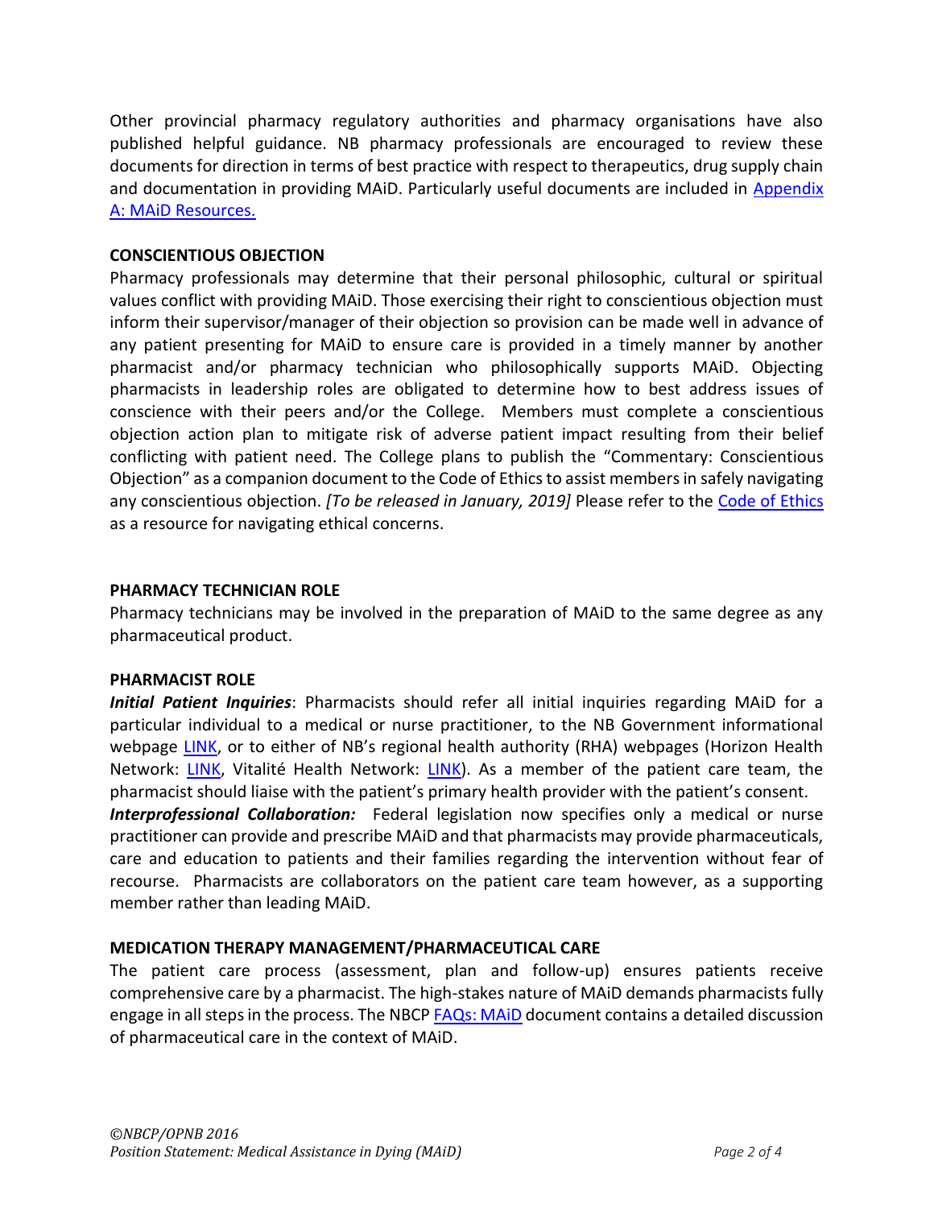Other provincial pharmacy regulatory authorities and pharmacy organisations have also published helpful guidance. NB pharmacy professionals are encouraged to review these documents for direction in terms of best practice with respect to therapeutics, drug supply chain and documentation in providing MAiD. Particularly useful documents are included in Appendix A: MAiD Resources.

## CONSCIENTIOUS OBJECTION

Pharmacy professionals may determine that their personal philosophic, cultural or spiritual values conflict with providing MAiD. Those exercising their right to conscientious objection must inform their supervisor/manager of their objection so provision can be made well in advance of any patient presenting for MAiD to ensure care is provided in a timely manner by another pharmacist and/or pharmacy technician who philosophically supports MAiD. Objecting pharmacists in leadership roles are obligated to determine how to best address issues of conscience with their peers and/or the College. Members must complete a conscientious objection action plan to mitigate risk of adverse patient impact resulting from their belief conflicting with patient need. The College plans to publish the "Commentary: Conscientious Objection" as a companion document to the Code of Ethics to assist members in safely navigating any conscientious objection. *[To be released in January, 2019]* Please refer to the Code of Ethics as a resource for navigating ethical concerns.

## PHARMACY TECHNICIAN ROLE

Pharmacy technicians may be involved in the preparation of MAiD to the same degree as any pharmaceutical product.

## PHARMACIST ROLE

***Initial Patient Inquiries***: Pharmacists should refer all initial inquiries regarding MAiD for a particular individual to a medical or nurse practitioner, to the NB Government informational webpage LINK, or to either of NB's regional health authority (RHA) webpages (Horizon Health Network: LINK, Vitalité Health Network: LINK). As a member of the patient care team, the pharmacist should liaise with the patient's primary health provider with the patient's consent.

***Interprofessional Collaboration:*** Federal legislation now specifies only a medical or nurse practitioner can provide and prescribe MAiD and that pharmacists may provide pharmaceuticals, care and education to patients and their families regarding the intervention without fear of recourse. Pharmacists are collaborators on the patient care team however, as a supporting member rather than leading MAiD.

## MEDICATION THERAPY MANAGEMENT/PHARMACEUTICAL CARE

The patient care process (assessment, plan and follow-up) ensures patients receive comprehensive care by a pharmacist. The high-stakes nature of MAiD demands pharmacists fully engage in all steps in the process. The NBCP FAQs: MAiD document contains a detailed discussion of pharmaceutical care in the context of MAiD.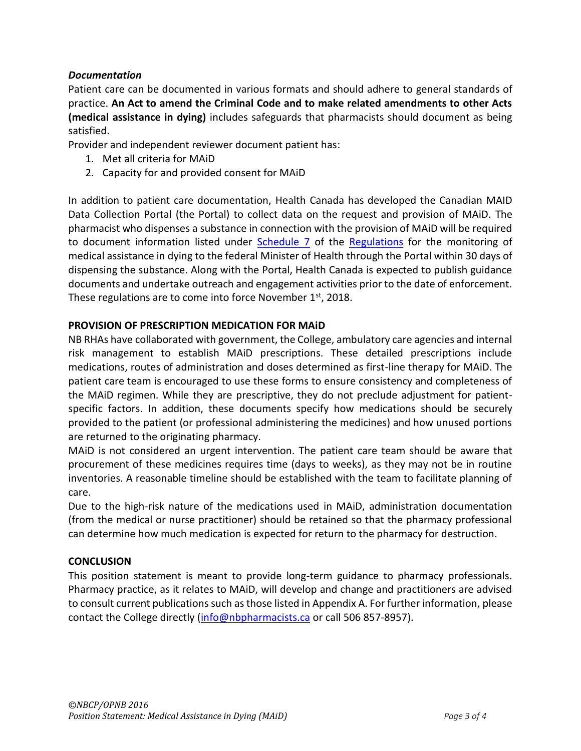### *Documentation*

Patient care can be documented in various formats and should adhere to general standards of practice. **An Act to amend the Criminal Code and to make related amendments to other Acts (medical assistance in dying)** includes safeguards that pharmacists should document as being satisfied.

Provider and independent reviewer document patient has:

1. Met all criteria for MAiD
2. Capacity for and provided consent for MAiD

In addition to patient care documentation, Health Canada has developed the Canadian MAID Data Collection Portal (the Portal) to collect data on the request and provision of MAiD. The pharmacist who dispenses a substance in connection with the provision of MAiD will be required to document information listed under [Schedule 7](#) of the [Regulations](#) for the monitoring of medical assistance in dying to the federal Minister of Health through the Portal within 30 days of dispensing the substance. Along with the Portal, Health Canada is expected to publish guidance documents and undertake outreach and engagement activities prior to the date of enforcement. These regulations are to come into force November 1st, 2018.

## PROVISION OF PRESCRIPTION MEDICATION FOR MAiD

NB RHAs have collaborated with government, the College, ambulatory care agencies and internal risk management to establish MAiD prescriptions. These detailed prescriptions include medications, routes of administration and doses determined as first-line therapy for MAiD. The patient care team is encouraged to use these forms to ensure consistency and completeness of the MAiD regimen. While they are prescriptive, they do not preclude adjustment for patient-specific factors. In addition, these documents specify how medications should be securely provided to the patient (or professional administering the medicines) and how unused portions are returned to the originating pharmacy.

MAiD is not considered an urgent intervention. The patient care team should be aware that procurement of these medicines requires time (days to weeks), as they may not be in routine inventories. A reasonable timeline should be established with the team to facilitate planning of care.

Due to the high-risk nature of the medications used in MAiD, administration documentation (from the medical or nurse practitioner) should be retained so that the pharmacy professional can determine how much medication is expected for return to the pharmacy for destruction.

## CONCLUSION

This position statement is meant to provide long-term guidance to pharmacy professionals. Pharmacy practice, as it relates to MAiD, will develop and change and practitioners are advised to consult current publications such as those listed in Appendix A. For further information, please contact the College directly ([info@nbpharmacists.ca](mailto:info@nbpharmacists.ca) or call 506 857-8957).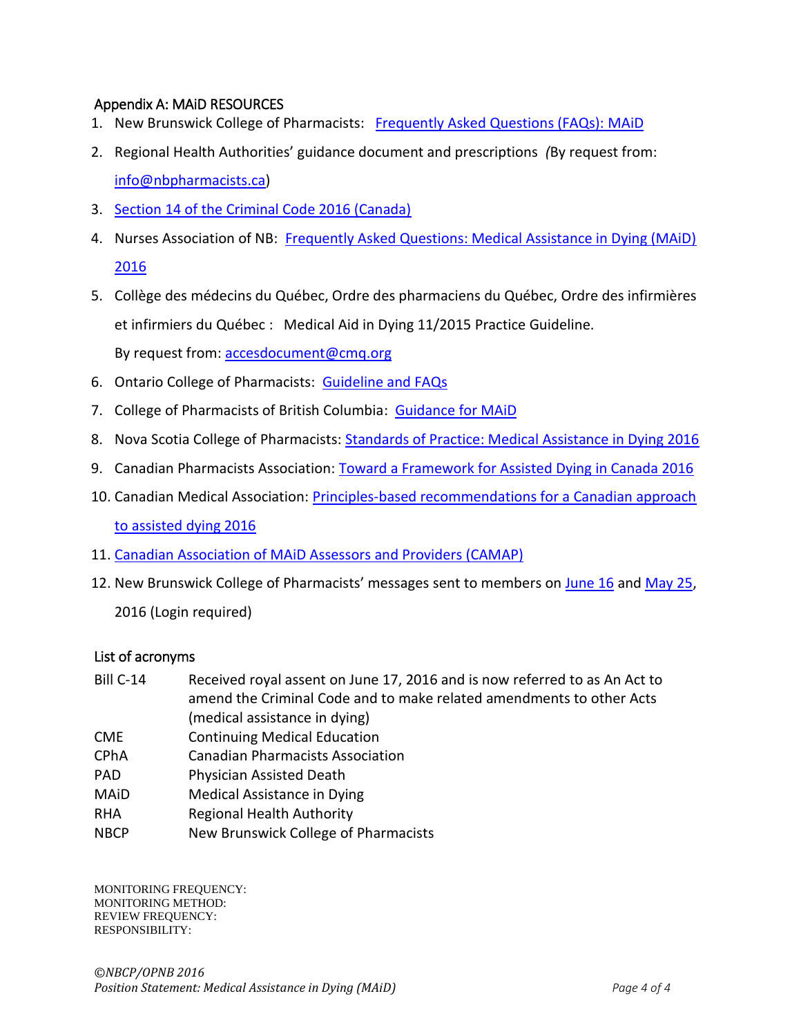## Appendix A: MAiD RESOURCES

1. New Brunswick College of Pharmacists: Frequently Asked Questions (FAQs): MAiD
2. Regional Health Authorities' guidance document and prescriptions *(*By request from: info@nbpharmacists.ca)
3. Section 14 of the Criminal Code 2016 (Canada)
4. Nurses Association of NB: Frequently Asked Questions: Medical Assistance in Dying (MAiD) 2016
5. Collège des médecins du Québec, Ordre des pharmaciens du Québec, Ordre des infirmières et infirmiers du Québec : Medical Aid in Dying 11/2015 Practice Guideline. By request from: accesdocument@cmq.org
6. Ontario College of Pharmacists: Guideline and FAQs
7. College of Pharmacists of British Columbia: Guidance for MAiD
8. Nova Scotia College of Pharmacists: Standards of Practice: Medical Assistance in Dying 2016
9. Canadian Pharmacists Association: Toward a Framework for Assisted Dying in Canada 2016
10. Canadian Medical Association: Principles-based recommendations for a Canadian approach to assisted dying 2016
11. Canadian Association of MAiD Assessors and Providers (CAMAP)
12. New Brunswick College of Pharmacists' messages sent to members on June 16 and May 25, 2016 (Login required)

## List of acronyms

| | |
|---|---|
| Bill C-14 | Received royal assent on June 17, 2016 and is now referred to as An Act to amend the Criminal Code and to make related amendments to other Acts (medical assistance in dying) |
| CME | Continuing Medical Education |
| CPhA | Canadian Pharmacists Association |
| PAD | Physician Assisted Death |
| MAiD | Medical Assistance in Dying |
| RHA | Regional Health Authority |
| NBCP | New Brunswick College of Pharmacists |

MONITORING FREQUENCY:
MONITORING METHOD:
REVIEW FREQUENCY:
RESPONSIBILITY:

*©NBCP/OPNB 2016*
*Position Statement: Medical Assistance in Dying (MAiD)*